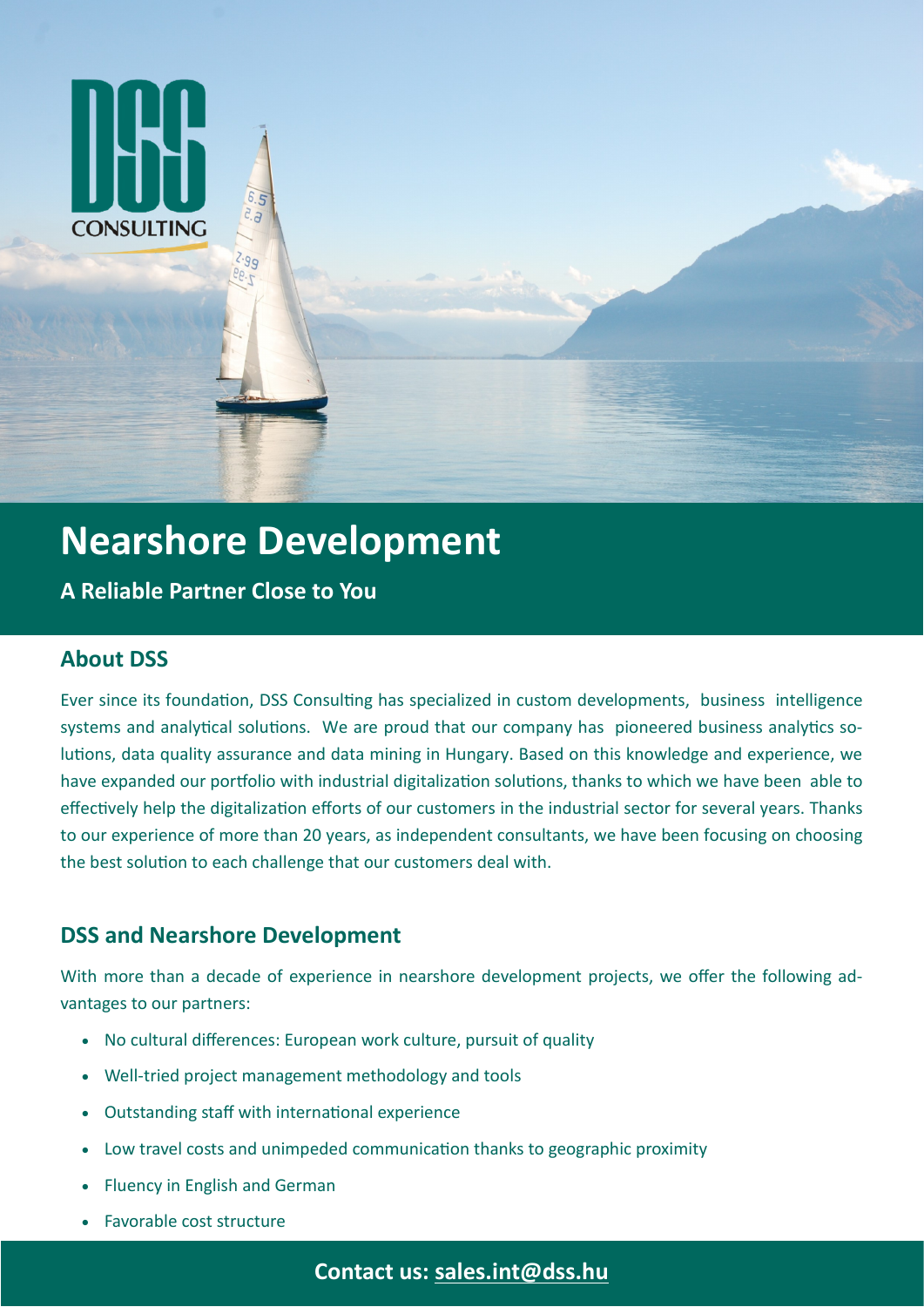# Nearshore Development

**A Reliable Partner Close to You**

## About DSS

Ever since its foundation, DSS Consulting has specialized in custom developments, business intelligence systems and analytical solutions. We are proud that our company has pioneered business analytics solutions, data quality assurance and data mining in Hungary. Based on this knowledge and experience, we have expanded our portfolio with industrial digitalization solutions, thanks to which we have been able to effectively help the digitalization efforts of our customers in the industrial sector for several years. Thanks to our experience of more than 20 years, as independent consultants, we have been focusing on choosing the best solution to each challenge that our customers deal with.

## DSS and Nearshore Development

With more than a decade of experience in nearshore development projects, we offer the following advantages to our partners:

- No cultural differences: European work culture, pursuit of quality
- Well-tried project management methodology and tools
- Outstanding staff with international experience
- Low travel costs and unimpeded communication thanks to geographic proximity
- Fluency in English and German
- Favorable cost structure

**Contact us: sales.int@dss.hu**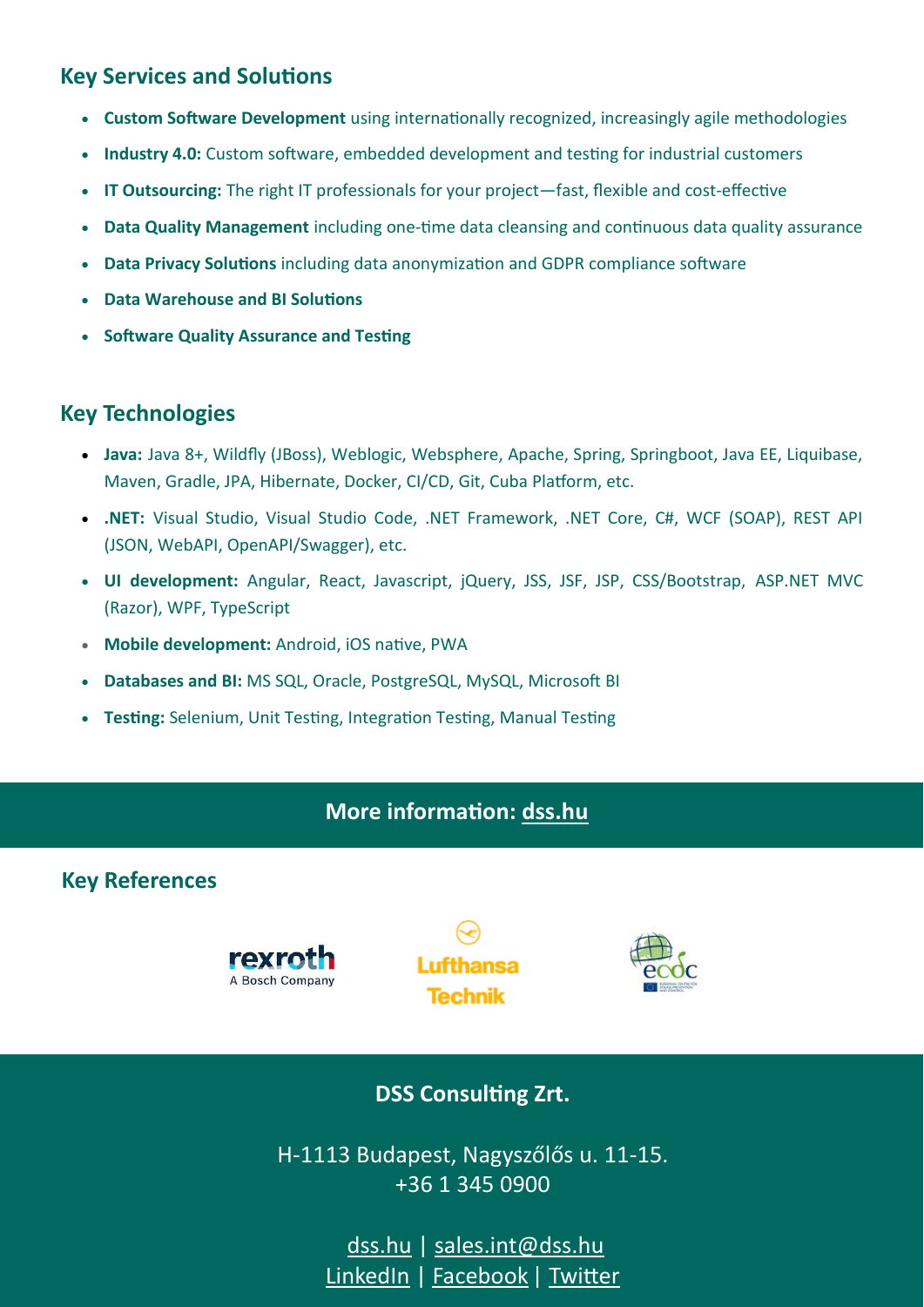## Key Services and Solutions

- **Custom Software Development** using internationally recognized, increasingly agile methodologies
- **Industry 4.0:** Custom software, embedded development and testing for industrial customers
- **IT Outsourcing:** The right IT professionals for your project—fast, flexible and cost-effective
- **Data Quality Management** including one-time data cleansing and continuous data quality assurance
- **Data Privacy Solutions** including data anonymization and GDPR compliance software
- **Data Warehouse and BI Solutions**
- **Software Quality Assurance and Testing**

## Key Technologies

- **Java:** Java 8+, Wildfly (JBoss), Weblogic, Websphere, Apache, Spring, Springboot, Java EE, Liquibase, Maven, Gradle, JPA, Hibernate, Docker, CI/CD, Git, Cuba Platform, etc.
- **.NET:** Visual Studio, Visual Studio Code, .NET Framework, .NET Core, C#, WCF (SOAP), REST API (JSON, WebAPI, OpenAPI/Swagger), etc.
- **UI development:** Angular, React, Javascript, jQuery, JSS, JSF, JSP, CSS/Bootstrap, ASP.NET MVC (Razor), WPF, TypeScript
- **Mobile development:** Android, iOS native, PWA
- **Databases and BI:** MS SQL, Oracle, PostgreSQL, MySQL, Microsoft BI
- **Testing:** Selenium, Unit Testing, Integration Testing, Manual Testing

**More information: dss.hu**

## Key References

rexroth A Bosch Company

Lufthansa Technik

ecdc

**DSS Consulting Zrt.**

H-1113 Budapest, Nagyszőlős u. 11-15.
+36 1 345 0900

dss.hu | sales.int@dss.hu
LinkedIn | Facebook | Twitter